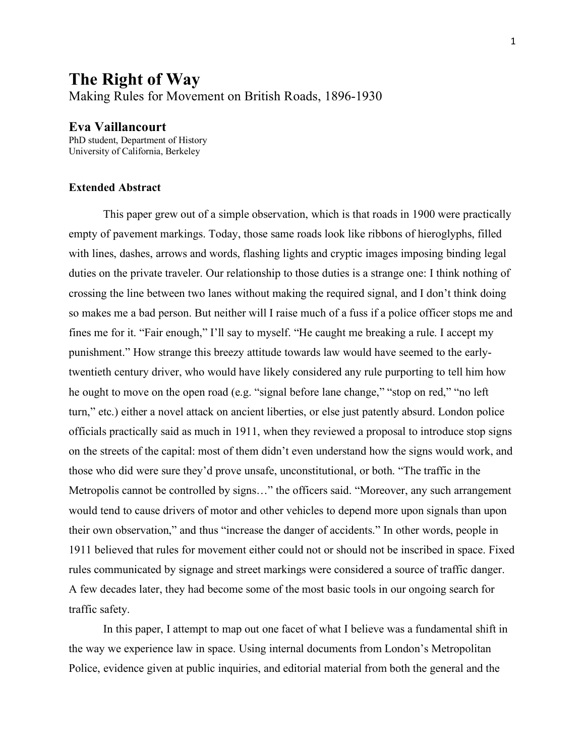# The Right of Way

Making Rules for Movement on British Roads, 1896-1930

**Eva Vaillancourt**

PhD student, Department of History
University of California, Berkeley

### Extended Abstract

This paper grew out of a simple observation, which is that roads in 1900 were practically empty of pavement markings. Today, those same roads look like ribbons of hieroglyphs, filled with lines, dashes, arrows and words, flashing lights and cryptic images imposing binding legal duties on the private traveler. Our relationship to those duties is a strange one: I think nothing of crossing the line between two lanes without making the required signal, and I don't think doing so makes me a bad person. But neither will I raise much of a fuss if a police officer stops me and fines me for it. "Fair enough," I'll say to myself. "He caught me breaking a rule. I accept my punishment." How strange this breezy attitude towards law would have seemed to the early-twentieth century driver, who would have likely considered any rule purporting to tell him how he ought to move on the open road (e.g. "signal before lane change," "stop on red," "no left turn," etc.) either a novel attack on ancient liberties, or else just patently absurd. London police officials practically said as much in 1911, when they reviewed a proposal to introduce stop signs on the streets of the capital: most of them didn't even understand how the signs would work, and those who did were sure they'd prove unsafe, unconstitutional, or both. "The traffic in the Metropolis cannot be controlled by signs…" the officers said. "Moreover, any such arrangement would tend to cause drivers of motor and other vehicles to depend more upon signals than upon their own observation," and thus "increase the danger of accidents." In other words, people in 1911 believed that rules for movement either could not or should not be inscribed in space. Fixed rules communicated by signage and street markings were considered a source of traffic danger. A few decades later, they had become some of the most basic tools in our ongoing search for traffic safety.

In this paper, I attempt to map out one facet of what I believe was a fundamental shift in the way we experience law in space. Using internal documents from London's Metropolitan Police, evidence given at public inquiries, and editorial material from both the general and the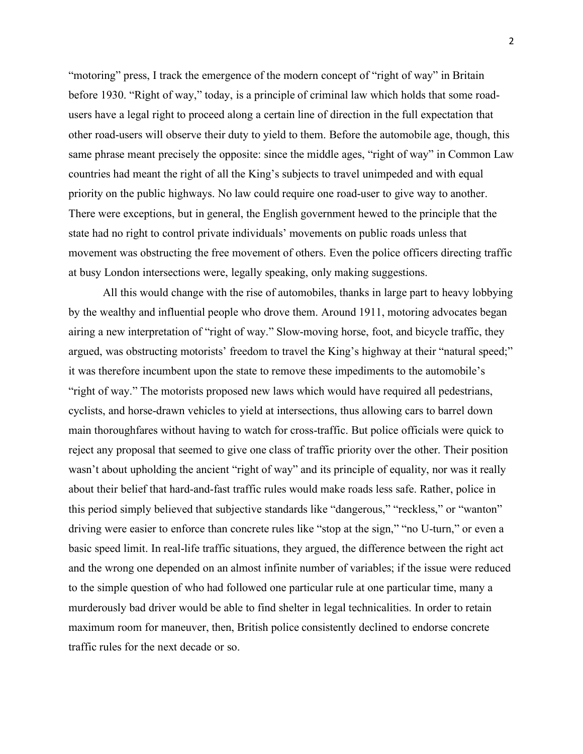"motoring" press, I track the emergence of the modern concept of "right of way" in Britain before 1930. "Right of way," today, is a principle of criminal law which holds that some road-users have a legal right to proceed along a certain line of direction in the full expectation that other road-users will observe their duty to yield to them. Before the automobile age, though, this same phrase meant precisely the opposite: since the middle ages, "right of way" in Common Law countries had meant the right of all the King's subjects to travel unimpeded and with equal priority on the public highways. No law could require one road-user to give way to another. There were exceptions, but in general, the English government hewed to the principle that the state had no right to control private individuals' movements on public roads unless that movement was obstructing the free movement of others. Even the police officers directing traffic at busy London intersections were, legally speaking, only making suggestions.

All this would change with the rise of automobiles, thanks in large part to heavy lobbying by the wealthy and influential people who drove them. Around 1911, motoring advocates began airing a new interpretation of "right of way." Slow-moving horse, foot, and bicycle traffic, they argued, was obstructing motorists' freedom to travel the King's highway at their "natural speed;" it was therefore incumbent upon the state to remove these impediments to the automobile's "right of way." The motorists proposed new laws which would have required all pedestrians, cyclists, and horse-drawn vehicles to yield at intersections, thus allowing cars to barrel down main thoroughfares without having to watch for cross-traffic. But police officials were quick to reject any proposal that seemed to give one class of traffic priority over the other. Their position wasn't about upholding the ancient "right of way" and its principle of equality, nor was it really about their belief that hard-and-fast traffic rules would make roads less safe. Rather, police in this period simply believed that subjective standards like "dangerous," "reckless," or "wanton" driving were easier to enforce than concrete rules like "stop at the sign," "no U-turn," or even a basic speed limit. In real-life traffic situations, they argued, the difference between the right act and the wrong one depended on an almost infinite number of variables; if the issue were reduced to the simple question of who had followed one particular rule at one particular time, many a murderously bad driver would be able to find shelter in legal technicalities. In order to retain maximum room for maneuver, then, British police consistently declined to endorse concrete traffic rules for the next decade or so.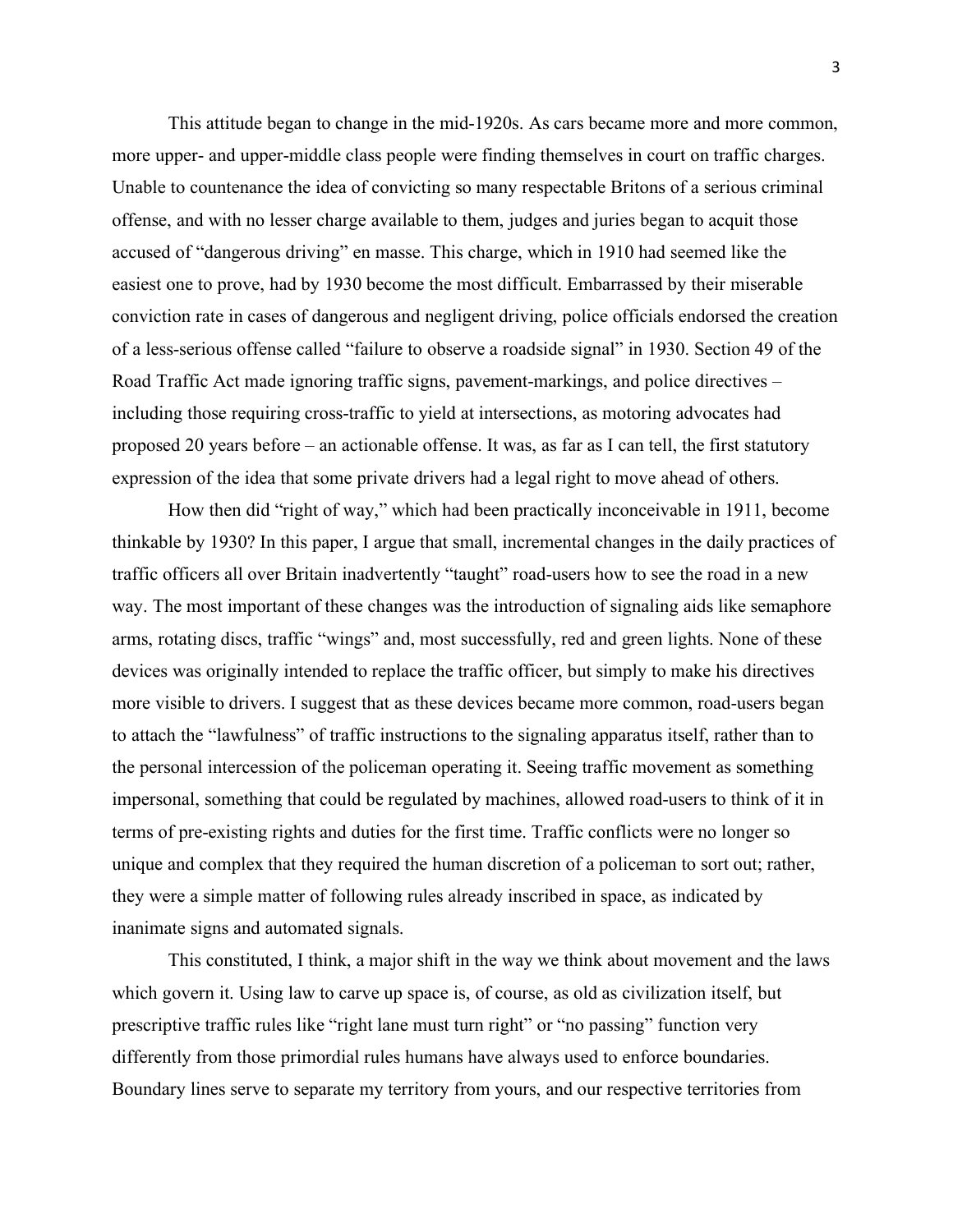This attitude began to change in the mid-1920s. As cars became more and more common, more upper- and upper-middle class people were finding themselves in court on traffic charges. Unable to countenance the idea of convicting so many respectable Britons of a serious criminal offense, and with no lesser charge available to them, judges and juries began to acquit those accused of "dangerous driving" en masse. This charge, which in 1910 had seemed like the easiest one to prove, had by 1930 become the most difficult. Embarrassed by their miserable conviction rate in cases of dangerous and negligent driving, police officials endorsed the creation of a less-serious offense called "failure to observe a roadside signal" in 1930. Section 49 of the Road Traffic Act made ignoring traffic signs, pavement-markings, and police directives – including those requiring cross-traffic to yield at intersections, as motoring advocates had proposed 20 years before – an actionable offense. It was, as far as I can tell, the first statutory expression of the idea that some private drivers had a legal right to move ahead of others.

How then did "right of way," which had been practically inconceivable in 1911, become thinkable by 1930? In this paper, I argue that small, incremental changes in the daily practices of traffic officers all over Britain inadvertently "taught" road-users how to see the road in a new way. The most important of these changes was the introduction of signaling aids like semaphore arms, rotating discs, traffic "wings" and, most successfully, red and green lights. None of these devices was originally intended to replace the traffic officer, but simply to make his directives more visible to drivers. I suggest that as these devices became more common, road-users began to attach the "lawfulness" of traffic instructions to the signaling apparatus itself, rather than to the personal intercession of the policeman operating it. Seeing traffic movement as something impersonal, something that could be regulated by machines, allowed road-users to think of it in terms of pre-existing rights and duties for the first time. Traffic conflicts were no longer so unique and complex that they required the human discretion of a policeman to sort out; rather, they were a simple matter of following rules already inscribed in space, as indicated by inanimate signs and automated signals.

This constituted, I think, a major shift in the way we think about movement and the laws which govern it. Using law to carve up space is, of course, as old as civilization itself, but prescriptive traffic rules like "right lane must turn right" or "no passing" function very differently from those primordial rules humans have always used to enforce boundaries. Boundary lines serve to separate my territory from yours, and our respective territories from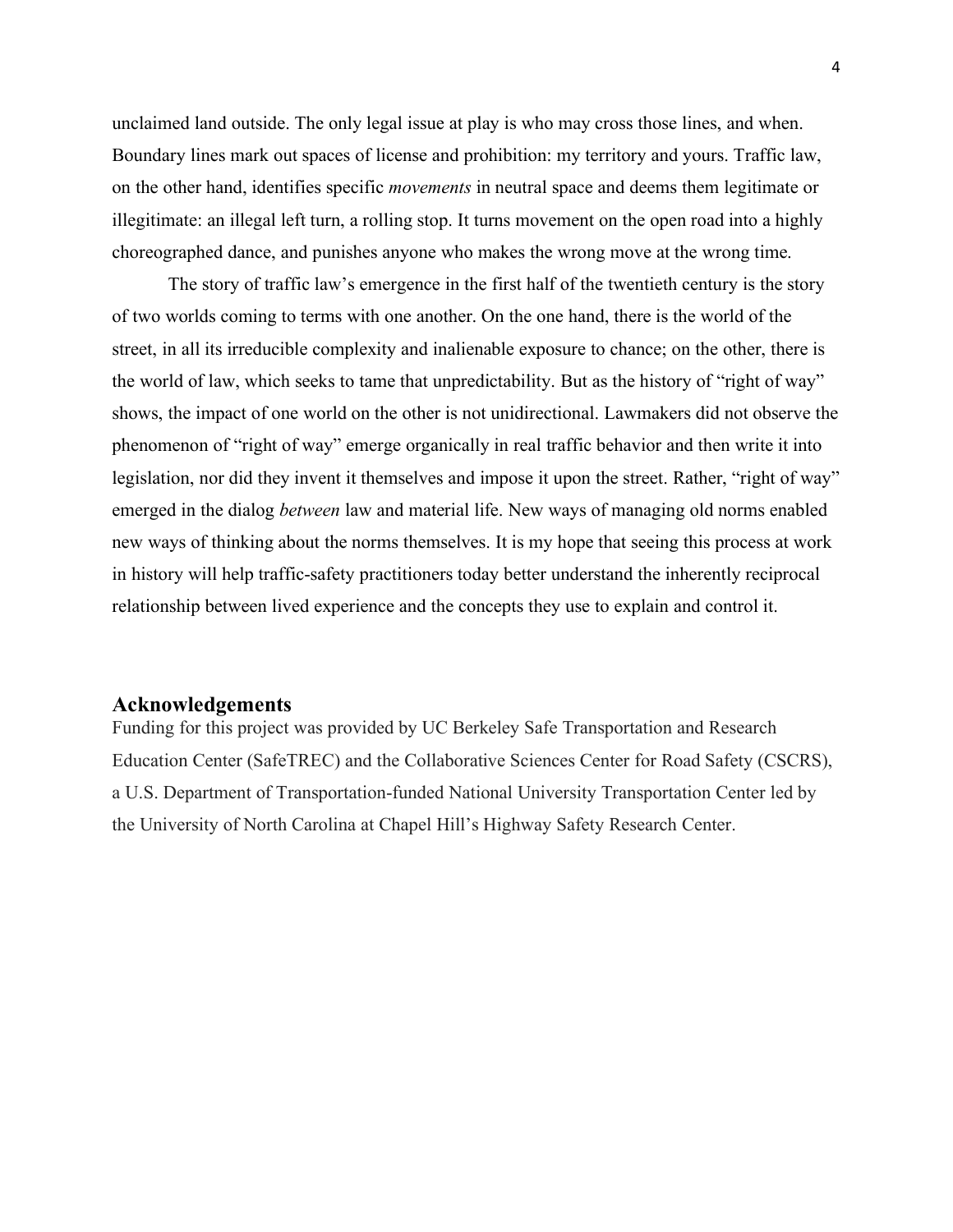unclaimed land outside. The only legal issue at play is who may cross those lines, and when. Boundary lines mark out spaces of license and prohibition: my territory and yours. Traffic law, on the other hand, identifies specific *movements* in neutral space and deems them legitimate or illegitimate: an illegal left turn, a rolling stop. It turns movement on the open road into a highly choreographed dance, and punishes anyone who makes the wrong move at the wrong time.

The story of traffic law's emergence in the first half of the twentieth century is the story of two worlds coming to terms with one another. On the one hand, there is the world of the street, in all its irreducible complexity and inalienable exposure to chance; on the other, there is the world of law, which seeks to tame that unpredictability. But as the history of "right of way" shows, the impact of one world on the other is not unidirectional. Lawmakers did not observe the phenomenon of "right of way" emerge organically in real traffic behavior and then write it into legislation, nor did they invent it themselves and impose it upon the street. Rather, "right of way" emerged in the dialog *between* law and material life. New ways of managing old norms enabled new ways of thinking about the norms themselves. It is my hope that seeing this process at work in history will help traffic-safety practitioners today better understand the inherently reciprocal relationship between lived experience and the concepts they use to explain and control it.

## Acknowledgements

Funding for this project was provided by UC Berkeley Safe Transportation and Research Education Center (SafeTREC) and the Collaborative Sciences Center for Road Safety (CSCRS), a U.S. Department of Transportation-funded National University Transportation Center led by the University of North Carolina at Chapel Hill's Highway Safety Research Center.